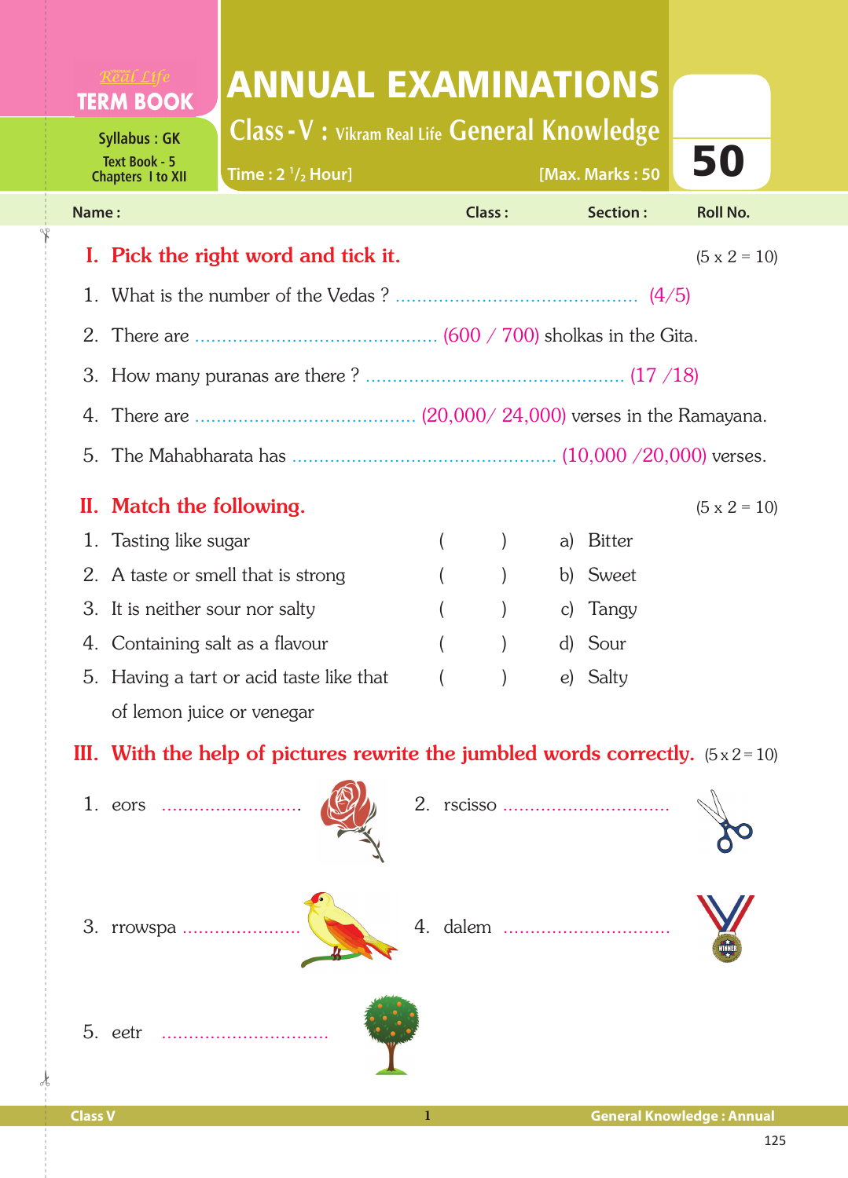Real Life
**TERM BOOK**

Syllabus : GK
Text Book - 5
Chapters I to XII

# ANNUAL EXAMINATIONS

## Class - V : Vikram Real Life General Knowledge

Time : 2 $^{1}/_{2}$ Hour] [Max. Marks : 50

**50**

Name : Class : Section : Roll No.

## I. Pick the right word and tick it. (5 x 2 = 10)

1. What is the number of the Vedas ? ............................................ (4/5)
2. There are ............................................ (600 / 700) sholkas in the Gita.
3. How many puranas are there ? ................................................ (17 /18)
4. There are ........................................ (20,000/ 24,000) verses in the Ramayana.
5. The Mahabharata has ................................................ (10,000 /20,000) verses.

## II. Match the following. (5 x 2 = 10)

| | | | |
|---|---|---|---|
| 1. Tasting like sugar | ( ) | a) | Bitter |
| 2. A taste or smell that is strong | ( ) | b) | Sweet |
| 3. It is neither sour nor salty | ( ) | c) | Tangy |
| 4. Containing salt as a flavour | ( ) | d) | Sour |
| 5. Having a tart or acid taste like that of lemon juice or venegar | ( ) | e) | Salty |

## III. With the help of pictures rewrite the jumbled words correctly. (5 x 2 = 10)

1. eors ..........................
2. rscisso ...............................
3. rrowspa ......................
4. dalem ...............................
5. eetr ...............................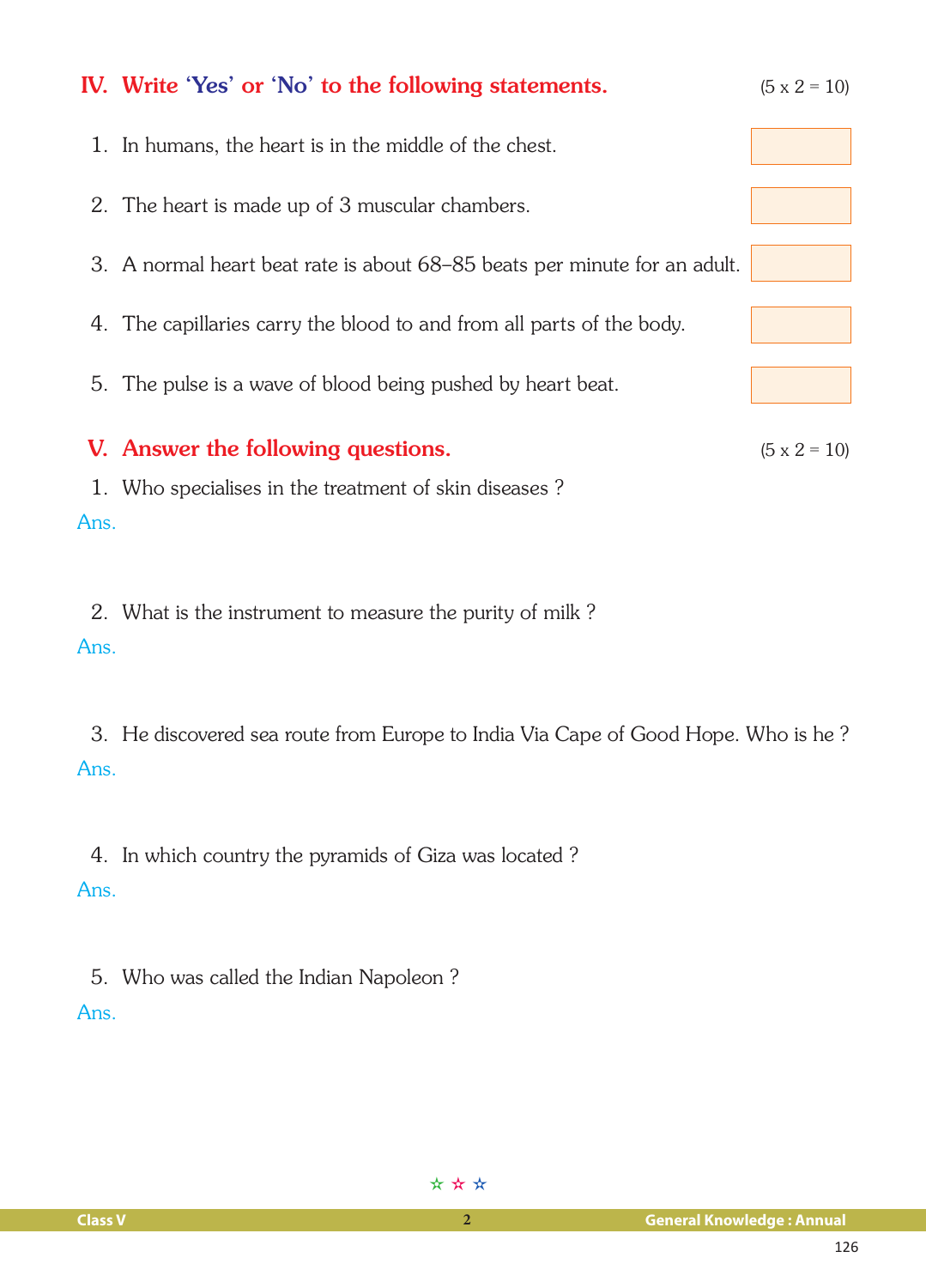## IV. Write 'Yes' or 'No' to the following statements. (5 x 2 = 10)

1. In humans, the heart is in the middle of the chest.
2. The heart is made up of 3 muscular chambers.
3. A normal heart beat rate is about 68–85 beats per minute for an adult.
4. The capillaries carry the blood to and from all parts of the body.
5. The pulse is a wave of blood being pushed by heart beat.

## V. Answer the following questions. (5 x 2 = 10)

1. Who specialises in the treatment of skin diseases ?

Ans.

2. What is the instrument to measure the purity of milk ?

Ans.

3. He discovered sea route from Europe to India Via Cape of Good Hope. Who is he ?

Ans.

4. In which country the pyramids of Giza was located ?

Ans.

5. Who was called the Indian Napoleon ?

Ans.

☆ ☆ ☆